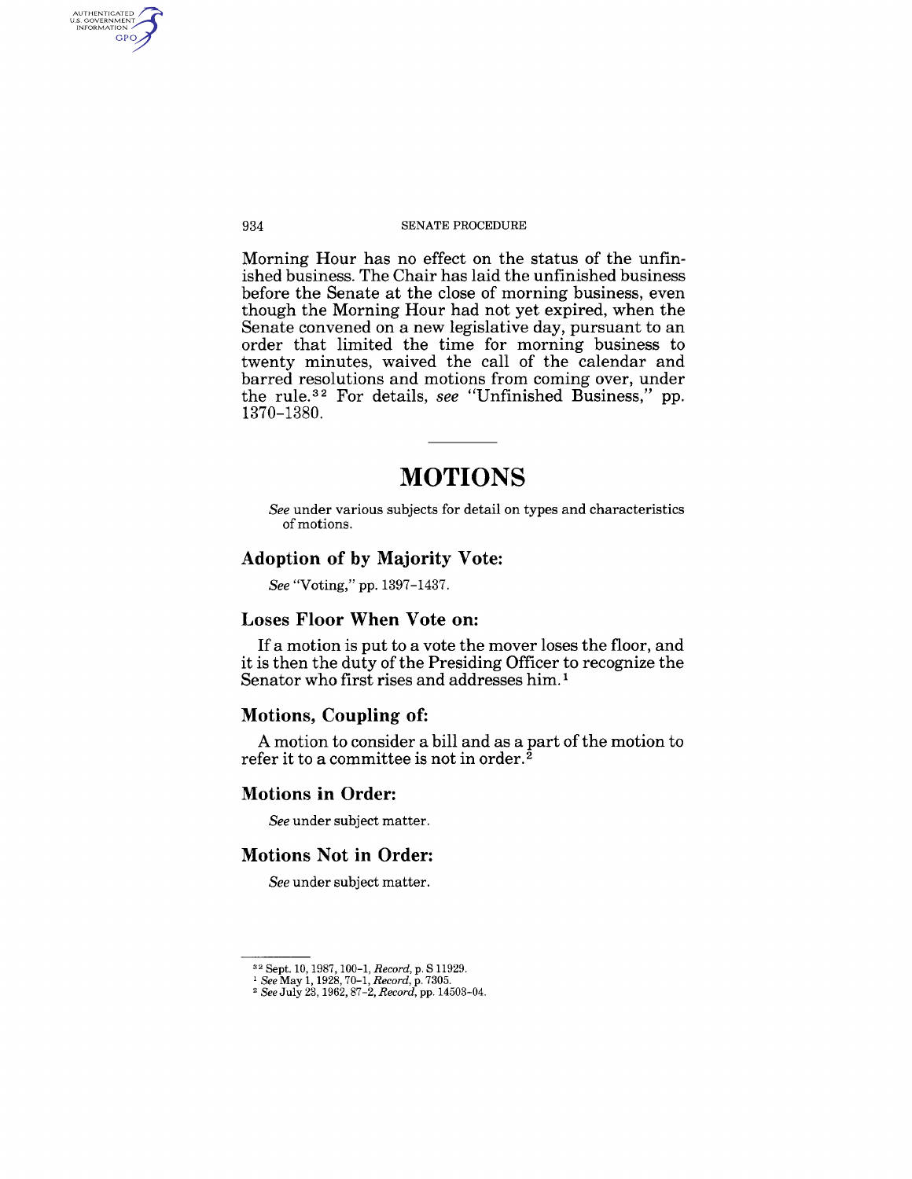Morning Hour has no effect on the status of the unfinished business. The Chair has laid the unfinished business before the Senate at the close of morning business, even though the Morning Hour had not yet expired, when the Senate convened on a new legislative day, pursuant to an order that limited the time for morning business to twenty minutes, waived the call of the calendar and barred resolutions and motions from coming over, under the rule.[32] For details, *see* "Unfinished Business," pp. 1370–1380.

---

# MOTIONS

*See* under various subjects for detail on types and characteristics of motions.

### Adoption of by Majority Vote:

*See* "Voting," pp. 1397–1437.

### Loses Floor When Vote on:

If a motion is put to a vote the mover loses the floor, and it is then the duty of the Presiding Officer to recognize the Senator who first rises and addresses him.[1]

### Motions, Coupling of:

A motion to consider a bill and as a part of the motion to refer it to a committee is not in order.[2]

### Motions in Order:

*See* under subject matter.

### Motions Not in Order:

*See* under subject matter.

---

[32] Sept. 10, 1987, 100–1, *Record*, p. S 11929.

[1] *See* May 1, 1928, 70–1, *Record*, p. 7305.

[2] *See* July 23, 1962, 87–2, *Record*, pp. 14503–04.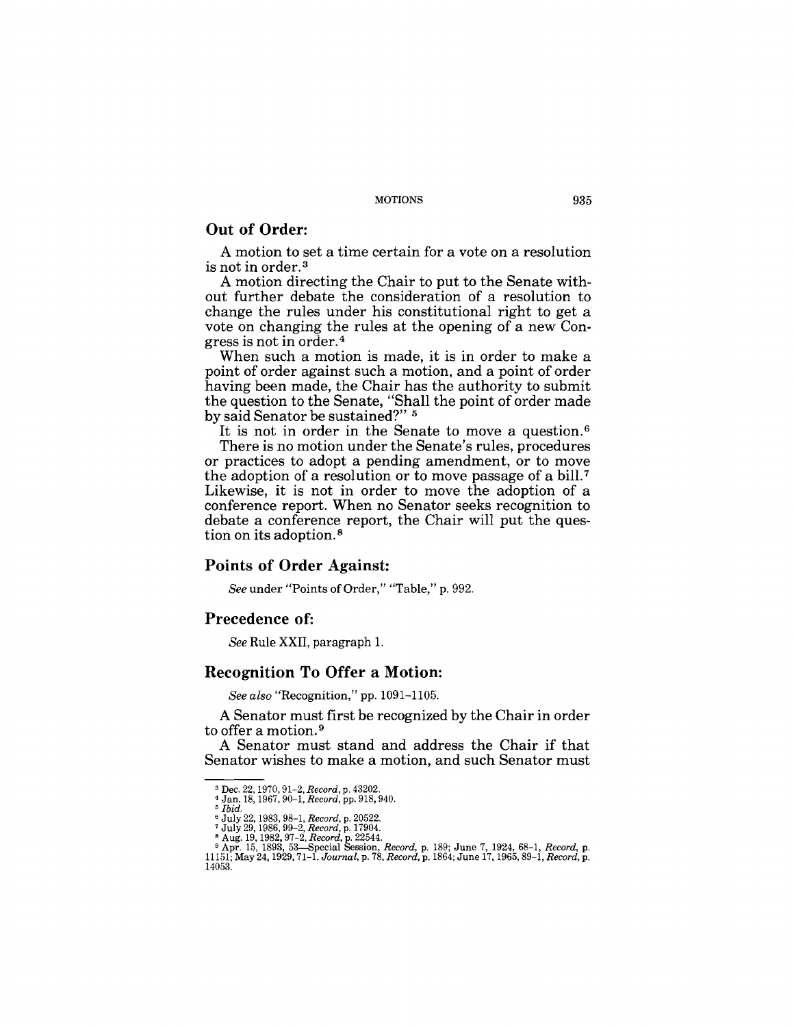## Out of Order:

A motion to set a time certain for a vote on a resolution is not in order.[3]

A motion directing the Chair to put to the Senate without further debate the consideration of a resolution to change the rules under his constitutional right to get a vote on changing the rules at the opening of a new Congress is not in order.[4]

When such a motion is made, it is in order to make a point of order against such a motion, and a point of order having been made, the Chair has the authority to submit the question to the Senate, "Shall the point of order made by said Senator be sustained?" [5]

It is not in order in the Senate to move a question.[6]

There is no motion under the Senate's rules, procedures or practices to adopt a pending amendment, or to move the adoption of a resolution or to move passage of a bill.[7] Likewise, it is not in order to move the adoption of a conference report. When no Senator seeks recognition to debate a conference report, the Chair will put the question on its adoption.[8]

## Points of Order Against:

*See* under "Points of Order," "Table," p. 992.

## Precedence of:

*See* Rule XXII, paragraph 1.

## Recognition To Offer a Motion:

*See also* "Recognition," pp. 1091–1105.

A Senator must first be recognized by the Chair in order to offer a motion.[9]

A Senator must stand and address the Chair if that Senator wishes to make a motion, and such Senator must

---

[3] Dec. 22, 1970, 91–2, *Record*, p. 43202.
[4] Jan. 18, 1967, 90–1, *Record*, pp. 918, 940.
[5] *Ibid.*
[6] July 22, 1983, 98–1, *Record*, p. 20522.
[7] July 29, 1986, 99–2, *Record*, p. 17904.
[8] Aug. 19, 1982, 97–2, *Record*, p. 22544.
[9] Apr. 15, 1893, 53—Special Session, *Record*, p. 189; June 7, 1924, 68–1, *Record*, p. 11151; May 24, 1929, 71–1, *Journal*, p. 78, *Record*, p. 1864; June 17, 1965, 89–1, *Record*, p. 14053.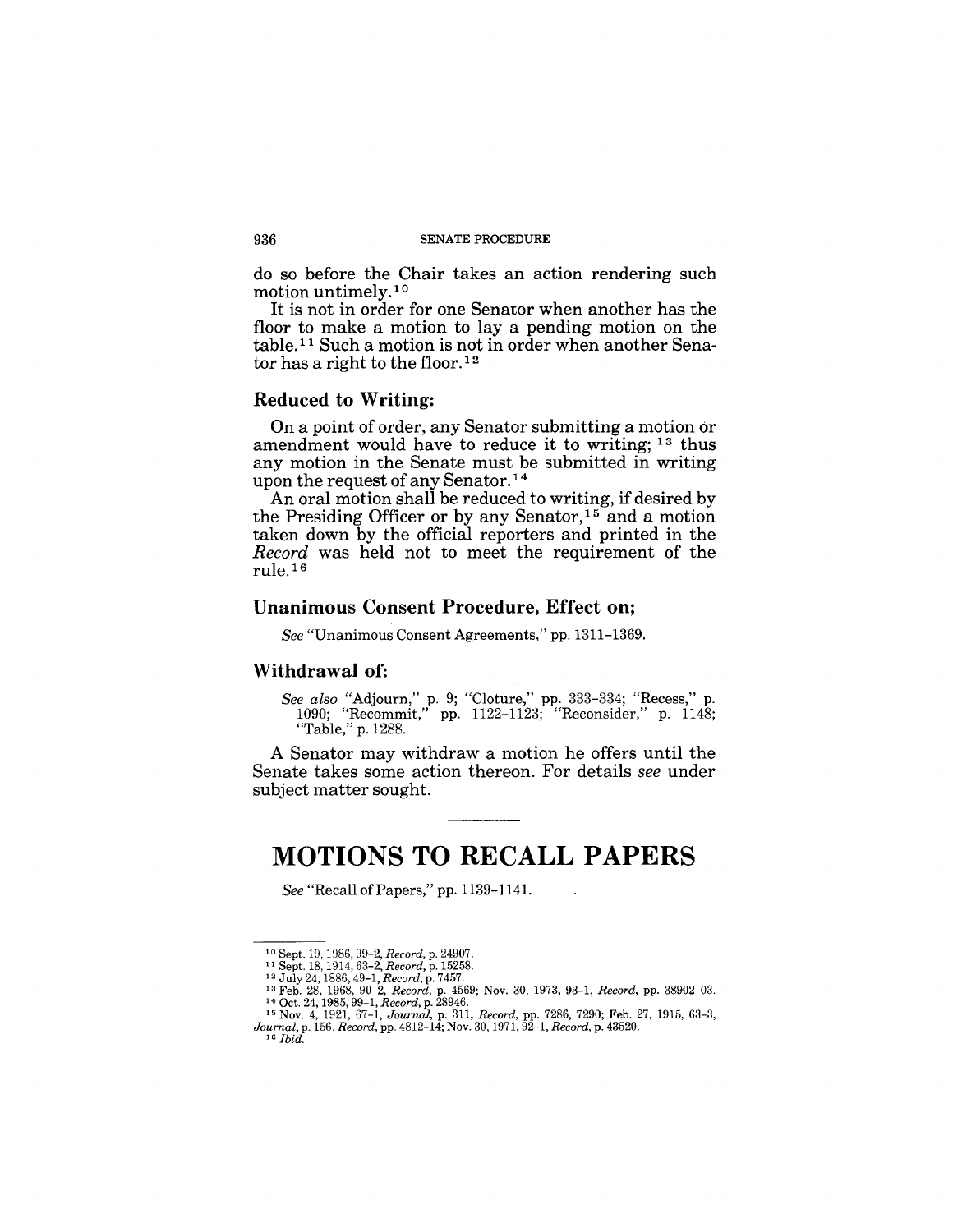do so before the Chair takes an action rendering such motion untimely.[10]

It is not in order for one Senator when another has the floor to make a motion to lay a pending motion on the table.[11] Such a motion is not in order when another Senator has a right to the floor.[12]

### Reduced to Writing:

On a point of order, any Senator submitting a motion or amendment would have to reduce it to writing; [13] thus any motion in the Senate must be submitted in writing upon the request of any Senator.[14]

An oral motion shall be reduced to writing, if desired by the Presiding Officer or by any Senator,[15] and a motion taken down by the official reporters and printed in the *Record* was held not to meet the requirement of the rule.[16]

### Unanimous Consent Procedure, Effect on;

*See* "Unanimous Consent Agreements," pp. 1311–1369.

### Withdrawal of:

*See also* "Adjourn," p. 9; "Cloture," pp. 333–334; "Recess," p. 1090; "Recommit," pp. 1122–1123; "Reconsider," p. 1148; "Table," p. 1288.

A Senator may withdraw a motion he offers until the Senate takes some action thereon. For details *see* under subject matter sought.

# MOTIONS TO RECALL PAPERS

*See* "Recall of Papers," pp. 1139–1141.

---

[10] Sept. 19, 1986, 99–2, *Record*, p. 24907.
[11] Sept. 18, 1914, 63–2, *Record*, p. 15258.
[12] July 24, 1886, 49–1, *Record*, p. 7457.
[13] Feb. 28, 1968, 90–2, *Record*, p. 4569; Nov. 30, 1973, 93–1, *Record*, pp. 38902–03.
[14] Oct. 24, 1985, 99–1, *Record*, p. 28946.
[15] Nov. 4, 1921, 67–1, *Journal*, p. 311, *Record*, pp. 7286, 7290; Feb. 27, 1915, 63–3, *Journal*, p. 156, *Record*, pp. 4812–14; Nov. 30, 1971, 92–1, *Record*, p. 43520.
[16] *Ibid.*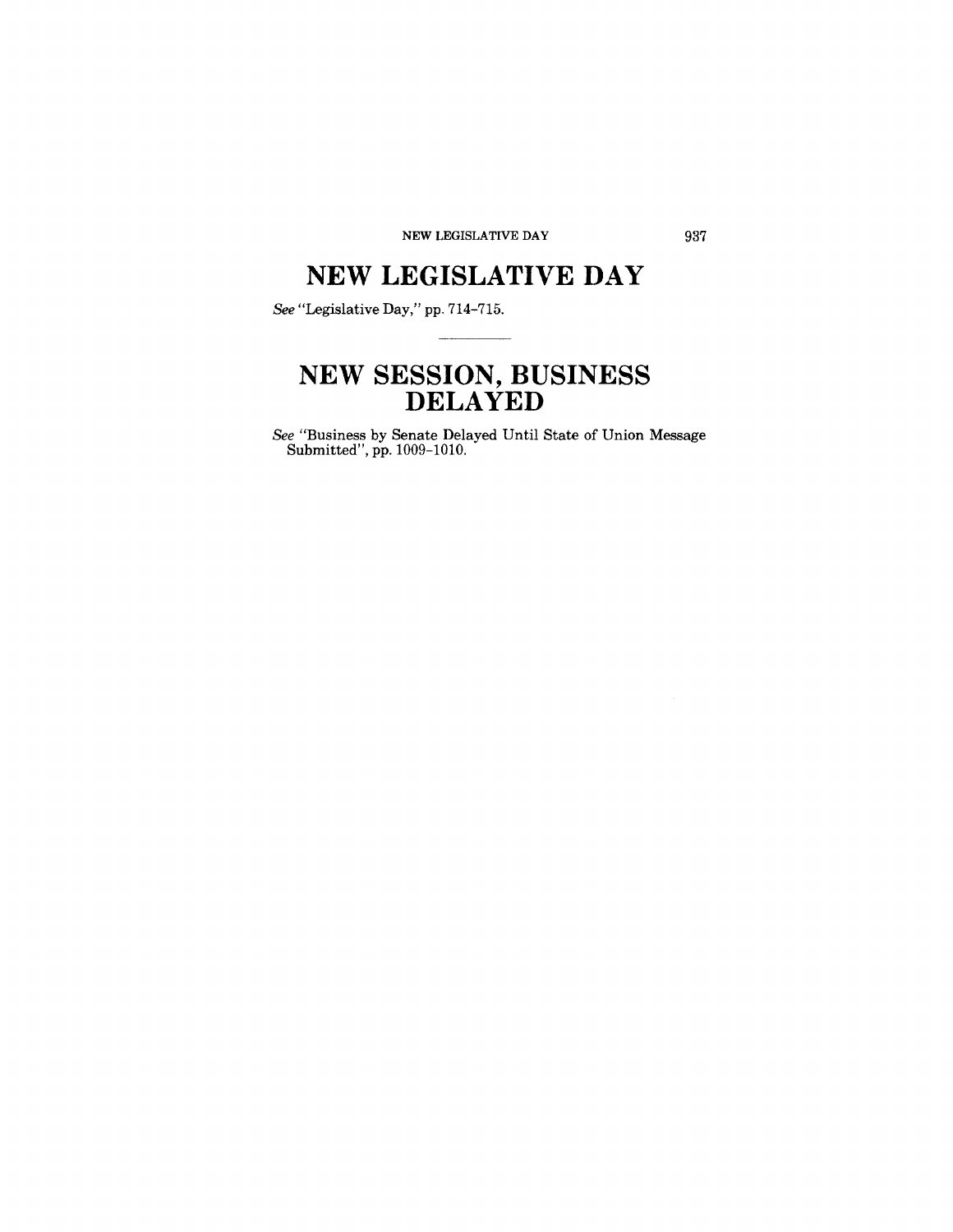# NEW LEGISLATIVE DAY

*See* "Legislative Day," pp. 714–715.

---

# NEW SESSION, BUSINESS DELAYED

*See* "Business by Senate Delayed Until State of Union Message Submitted", pp. 1009–1010.